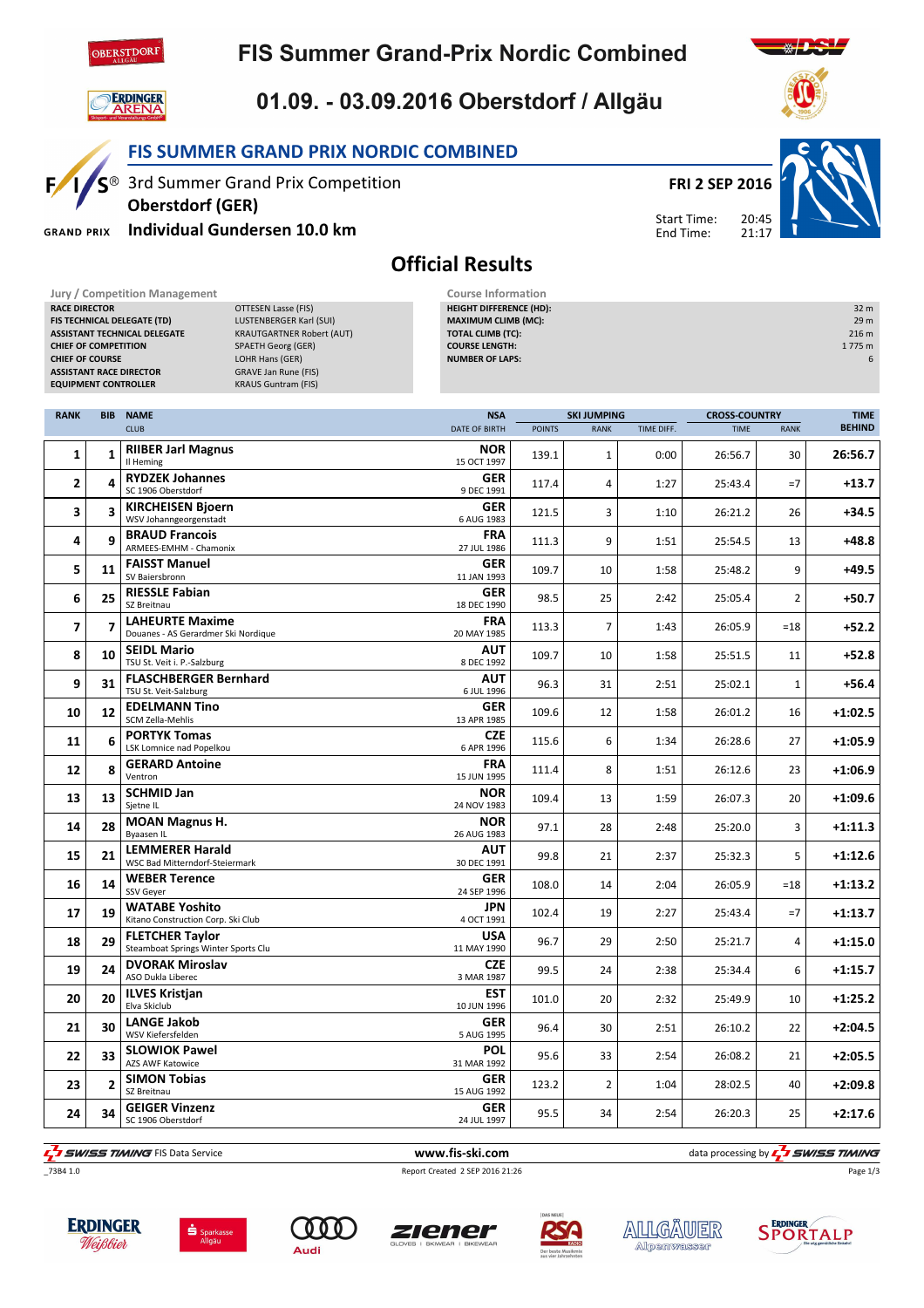# FIS Summer Grand-Prix Nordic Combined

## 01.09. - 03.09.2016 Oberstdorf / Allgäu

## FIS SUMMER GRAND PRIX NORDIC COMBINED

3rd Summer Grand Prix Competition
**Oberstdorf (GER)**
**Individual Gundersen 10.0 km**

**FRI 2 SEP 2016**
Start Time: 20:45
End Time: 21:17

## Official Results

| Jury / Competition Management | |
|---|---|
| RACE DIRECTOR | OTTESEN Lasse (FIS) |
| FIS TECHNICAL DELEGATE (TD) | LUSTENBERGER Karl (SUI) |
| ASSISTANT TECHNICAL DELEGATE | KRAUTGARTNER Robert (AUT) |
| CHIEF OF COMPETITION | SPAETH Georg (GER) |
| CHIEF OF COURSE | LOHR Hans (GER) |
| ASSISTANT RACE DIRECTOR | GRAVE Jan Rune (FIS) |
| EQUIPMENT CONTROLLER | KRAUS Guntram (FIS) |

| Course Information | |
|---|---|
| HEIGHT DIFFERENCE (HD): | 32 m |
| MAXIMUM CLIMB (MC): | 29 m |
| TOTAL CLIMB (TC): | 216 m |
| COURSE LENGTH: | 1 775 m |
| NUMBER OF LAPS: | 6 |

| RANK | BIB | NAME / CLUB | NSA / DATE OF BIRTH | SKI JUMPING POINTS | SKI JUMPING RANK | SKI JUMPING TIME DIFF. | CROSS-COUNTRY TIME | CROSS-COUNTRY RANK | TIME BEHIND |
|---|---|---|---|---|---|---|---|---|---|
| 1 | 1 | **RIIBER Jarl Magnus** Il Heming | NOR 15 OCT 1997 | 139.1 | 1 | 0:00 | 26:56.7 | 30 | 26:56.7 |
| 2 | 4 | **RYDZEK Johannes** SC 1906 Oberstdorf | GER 9 DEC 1991 | 117.4 | 4 | 1:27 | 25:43.4 | =7 | +13.7 |
| 3 | 3 | **KIRCHEISEN Bjoern** WSV Johanngeorgenstadt | GER 6 AUG 1983 | 121.5 | 3 | 1:10 | 26:21.2 | 26 | +34.5 |
| 4 | 9 | **BRAUD Francois** ARMEES-EMHM - Chamonix | FRA 27 JUL 1986 | 111.3 | 9 | 1:51 | 25:54.5 | 13 | +48.8 |
| 5 | 11 | **FAISST Manuel** SV Baiersbronn | GER 11 JAN 1993 | 109.7 | 10 | 1:58 | 25:48.2 | 9 | +49.5 |
| 6 | 25 | **RIESSLE Fabian** SZ Breitnau | GER 18 DEC 1990 | 98.5 | 25 | 2:42 | 25:05.4 | 2 | +50.7 |
| 7 | 7 | **LAHEURTE Maxime** Douanes - AS Gerardmer Ski Nordique | FRA 20 MAY 1985 | 113.3 | 7 | 1:43 | 26:05.9 | =18 | +52.2 |
| 8 | 10 | **SEIDL Mario** TSU St. Veit i. P.-Salzburg | AUT 8 DEC 1992 | 109.7 | 10 | 1:58 | 25:51.5 | 11 | +52.8 |
| 9 | 31 | **FLASCHBERGER Bernhard** TSU St. Veit-Salzburg | AUT 6 JUL 1996 | 96.3 | 31 | 2:51 | 25:02.1 | 1 | +56.4 |
| 10 | 12 | **EDELMANN Tino** SCM Zella-Mehlis | GER 13 APR 1985 | 109.6 | 12 | 1:58 | 26:01.2 | 16 | +1:02.5 |
| 11 | 6 | **PORTYK Tomas** LSK Lomnice nad Popelkou | CZE 6 APR 1996 | 115.6 | 6 | 1:34 | 26:28.6 | 27 | +1:05.9 |
| 12 | 8 | **GERARD Antoine** Ventron | FRA 15 JUN 1995 | 111.4 | 8 | 1:51 | 26:12.6 | 23 | +1:06.9 |
| 13 | 13 | **SCHMID Jan** Sjetne IL | NOR 24 NOV 1983 | 109.4 | 13 | 1:59 | 26:07.3 | 20 | +1:09.6 |
| 14 | 28 | **MOAN Magnus H.** Byaasen IL | NOR 26 AUG 1983 | 97.1 | 28 | 2:48 | 25:20.0 | 3 | +1:11.3 |
| 15 | 21 | **LEMMERER Harald** WSC Bad Mitterndorf-Steiermark | AUT 30 DEC 1991 | 99.8 | 21 | 2:37 | 25:32.3 | 5 | +1:12.6 |
| 16 | 14 | **WEBER Terence** SSV Geyer | GER 24 SEP 1996 | 108.0 | 14 | 2:04 | 26:05.9 | =18 | +1:13.2 |
| 17 | 19 | **WATABE Yoshito** Kitano Construction Corp. Ski Club | JPN 4 OCT 1991 | 102.4 | 19 | 2:27 | 25:43.4 | =7 | +1:13.7 |
| 18 | 29 | **FLETCHER Taylor** Steamboat Springs Winter Sports Clu | USA 11 MAY 1990 | 96.7 | 29 | 2:50 | 25:21.7 | 4 | +1:15.0 |
| 19 | 24 | **DVORAK Miroslav** ASO Dukla Liberec | CZE 3 MAR 1987 | 99.5 | 24 | 2:38 | 25:34.4 | 6 | +1:15.7 |
| 20 | 20 | **ILVES Kristjan** Elva Skiclub | EST 10 JUN 1996 | 101.0 | 20 | 2:32 | 25:49.9 | 10 | +1:25.2 |
| 21 | 30 | **LANGE Jakob** WSV Kiefersfelden | GER 5 AUG 1995 | 96.4 | 30 | 2:51 | 26:10.2 | 22 | +2:04.5 |
| 22 | 33 | **SLOWIOK Pawel** AZS AWF Katowice | POL 31 MAR 1992 | 95.6 | 33 | 2:54 | 26:08.2 | 21 | +2:05.5 |
| 23 | 2 | **SIMON Tobias** SZ Breitnau | GER 15 AUG 1992 | 123.2 | 2 | 1:04 | 28:02.5 | 40 | +2:09.8 |
| 24 | 34 | **GEIGER Vinzenz** SC 1906 Oberstdorf | GER 24 JUL 1997 | 95.5 | 34 | 2:54 | 26:20.3 | 25 | +2:17.6 |

SWISS TIMING FIS Data Service — www.fis-ski.com — data processing by SWISS TIMING

_73B4 1.0 — Report Created 2 SEP 2016 21:26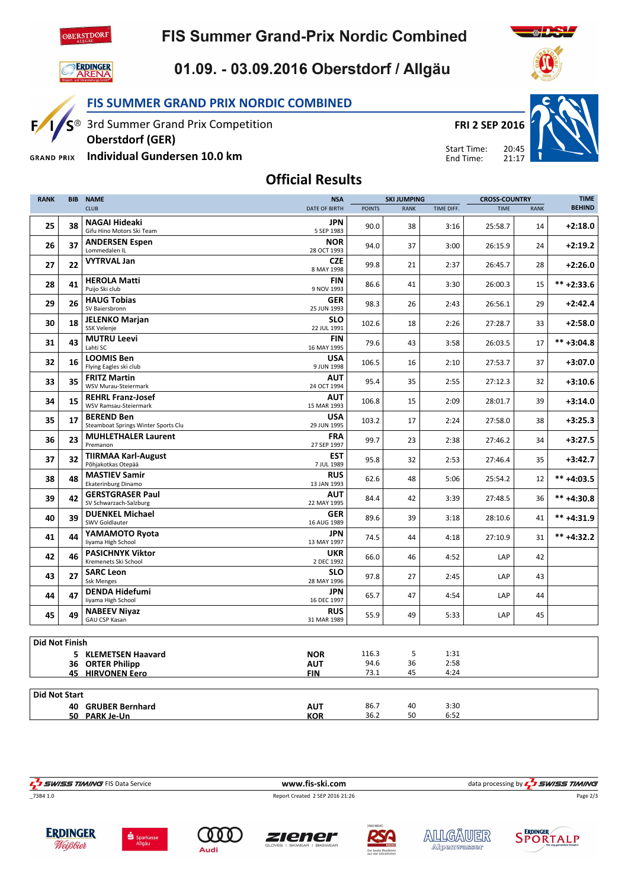# FIS Summer Grand-Prix Nordic Combined

## 01.09. - 03.09.2016 Oberstdorf / Allgäu

### FIS SUMMER GRAND PRIX NORDIC COMBINED

3rd Summer Grand Prix Competition
**Oberstdorf (GER)**
**Individual Gundersen 10.0 km**

**FRI 2 SEP 2016**
Start Time: 20:45
End Time: 21:17

## Official Results

| RANK | BIB | NAME / CLUB | NSA / DATE OF BIRTH | SKI JUMPING POINTS | SKI JUMPING RANK | SKI JUMPING TIME DIFF. | CROSS-COUNTRY TIME | CROSS-COUNTRY RANK | TIME BEHIND |
|---|---|---|---|---|---|---|---|---|---|
| 25 | 38 | **NAGAI Hideaki** Gifu Hino Motors Ski Team | JPN 5 SEP 1983 | 90.0 | 38 | 3:16 | 25:58.7 | 14 | +2:18.0 |
| 26 | 37 | **ANDERSEN Espen** Lommedalen IL | NOR 28 OCT 1993 | 94.0 | 37 | 3:00 | 26:15.9 | 24 | +2:19.2 |
| 27 | 22 | **VYTRVAL Jan** | CZE 8 MAY 1998 | 99.8 | 21 | 2:37 | 26:45.7 | 28 | +2:26.0 |
| 28 | 41 | **HEROLA Matti** Puijo Ski club | FIN 9 NOV 1993 | 86.6 | 41 | 3:30 | 26:00.3 | 15 | ** +2:33.6 |
| 29 | 26 | **HAUG Tobias** SV Baiersbronn | GER 25 JUN 1993 | 98.3 | 26 | 2:43 | 26:56.1 | 29 | +2:42.4 |
| 30 | 18 | **JELENKO Marjan** SSK Velenje | SLO 22 JUL 1991 | 102.6 | 18 | 2:26 | 27:28.7 | 33 | +2:58.0 |
| 31 | 43 | **MUTRU Leevi** Lahti SC | FIN 16 MAY 1995 | 79.6 | 43 | 3:58 | 26:03.5 | 17 | ** +3:04.8 |
| 32 | 16 | **LOOMIS Ben** Flying Eagles ski club | USA 9 JUN 1998 | 106.5 | 16 | 2:10 | 27:53.7 | 37 | +3:07.0 |
| 33 | 35 | **FRITZ Martin** WSV Murau-Steiermark | AUT 24 OCT 1994 | 95.4 | 35 | 2:55 | 27:12.3 | 32 | +3:10.6 |
| 34 | 15 | **REHRL Franz-Josef** WSV Ramsau-Steiermark | AUT 15 MAR 1993 | 106.8 | 15 | 2:09 | 28:01.7 | 39 | +3:14.0 |
| 35 | 17 | **BEREND Ben** Steamboat Springs Winter Sports Clu | USA 29 JUN 1995 | 103.2 | 17 | 2:24 | 27:58.0 | 38 | +3:25.3 |
| 36 | 23 | **MUHLETHALER Laurent** Premanon | FRA 27 SEP 1997 | 99.7 | 23 | 2:38 | 27:46.2 | 34 | +3:27.5 |
| 37 | 32 | **TIIRMAA Karl-August** Põhjakotkas Otepää | EST 7 JUL 1989 | 95.8 | 32 | 2:53 | 27:46.4 | 35 | +3:42.7 |
| 38 | 48 | **MASTIEV Samir** Ekaterinburg Dinamo | RUS 13 JAN 1993 | 62.6 | 48 | 5:06 | 25:54.2 | 12 | ** +4:03.5 |
| 39 | 42 | **GERSTGRASER Paul** SV Schwarzach-Salzburg | AUT 22 MAY 1995 | 84.4 | 42 | 3:39 | 27:48.5 | 36 | ** +4:30.8 |
| 40 | 39 | **DUENKEL Michael** SWV Goldlauter | GER 16 AUG 1989 | 89.6 | 39 | 3:18 | 28:10.6 | 41 | ** +4:31.9 |
| 41 | 44 | **YAMAMOTO Ryota** Iiyama High School | JPN 13 MAY 1997 | 74.5 | 44 | 4:18 | 27:10.9 | 31 | ** +4:32.2 |
| 42 | 46 | **PASICHNYK Viktor** Kremenets Ski School | UKR 2 DEC 1992 | 66.0 | 46 | 4:52 | LAP | 42 | |
| 43 | 27 | **SARC Leon** Ssk Menges | SLO 28 MAY 1996 | 97.8 | 27 | 2:45 | LAP | 43 | |
| 44 | 47 | **DENDA Hidefumi** Iiyama High School | JPN 16 DEC 1997 | 65.7 | 47 | 4:54 | LAP | 44 | |
| 45 | 49 | **NABEEV Niyaz** GAU CSP Kasan | RUS 31 MAR 1989 | 55.9 | 49 | 5:33 | LAP | 45 | |

### Did Not Finish

| BIB | NAME | NSA | POINTS | RANK | TIME DIFF. |
|---|---|---|---|---|---|
| 5 | KLEMETSEN Haavard | NOR | 116.3 | 5 | 1:31 |
| 36 | ORTER Philipp | AUT | 94.6 | 36 | 2:58 |
| 45 | HIRVONEN Eero | FIN | 73.1 | 45 | 4:24 |

### Did Not Start

| BIB | NAME | NSA | POINTS | RANK | TIME DIFF. |
|---|---|---|---|---|---|
| 40 | GRUBER Bernhard | AUT | 86.7 | 40 | 3:30 |
| 50 | PARK Je-Un | KOR | 36.2 | 50 | 6:52 |

SWISS TIMING FIS Data Service www.fis-ski.com data processing by SWISS TIMING

_7384 1.0 Report Created 2 SEP 2016 21:26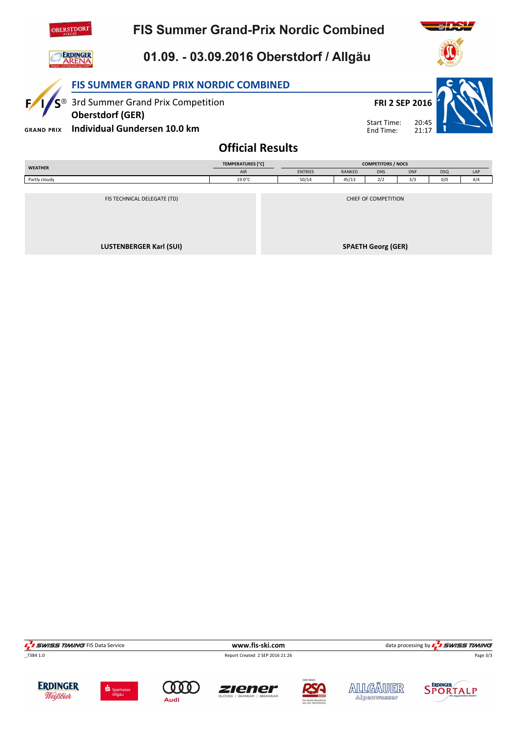# FIS Summer Grand-Prix Nordic Combined

## 01.09. - 03.09.2016 Oberstdorf / Allgäu

### FIS SUMMER GRAND PRIX NORDIC COMBINED

3rd Summer Grand Prix Competition
**Oberstdorf (GER)**
**Individual Gundersen 10.0 km**

**FRI 2 SEP 2016**

Start Time: 20:45
End Time: 21:17

## Official Results

| WEATHER | TEMPERATURES [°C] | COMPETITORS / NOCS | | | | | |
|---|---|---|---|---|---|---|---|
| | AIR | ENTRIES | RANKED | DNS | DNF | DSQ | LAP |
| Partly cloudy | 19.0°C | 50/14 | 45/13 | 2/2 | 3/3 | 0/0 | 4/4 |

| FIS TECHNICAL DELEGATE (TD) | CHIEF OF COMPETITION |
|---|---|
| **LUSTENBERGER Karl (SUI)** | **SPAETH Georg (GER)** |

_73B4 1.0

www.fis-ski.com

Report Created 2 SEP 2016 21:26